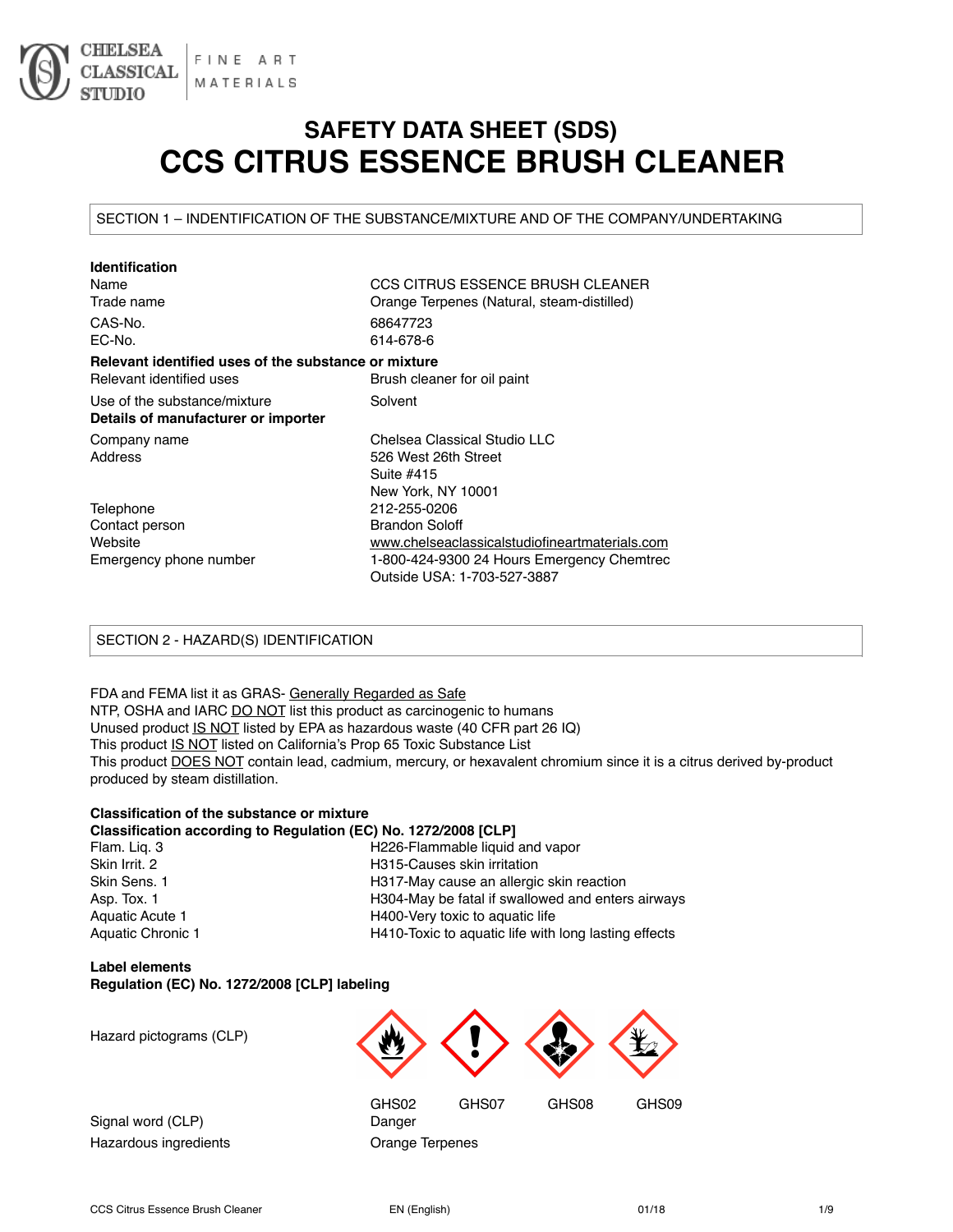CHELSEA CLASSICAL STUDIO | FINE ART MATERIALS

# SAFETY DATA SHEET (SDS)
# CCS CITRUS ESSENCE BRUSH CLEANER

## SECTION 1 – INDENTIFICATION OF THE SUBSTANCE/MIXTURE AND OF THE COMPANY/UNDERTAKING

**Identification**

| | |
|---|---|
| Name | CCS CITRUS ESSENCE BRUSH CLEANER |
| Trade name | Orange Terpenes (Natural, steam-distilled) |
| CAS-No. | 68647723 |
| EC-No. | 614-678-6 |

**Relevant identified uses of the substance or mixture**

| | |
|---|---|
| Relevant identified uses | Brush cleaner for oil paint |
| Use of the substance/mixture | Solvent |

**Details of manufacturer or importer**

| | |
|---|---|
| Company name | Chelsea Classical Studio LLC |
| Address | 526 West 26th Street<br>Suite #415<br>New York, NY 10001 |
| Telephone | 212-255-0206 |
| Contact person | Brandon Soloff |
| Website | www.chelseaclassicalstudiofineartmaterials.com |
| Emergency phone number | 1-800-424-9300 24 Hours Emergency Chemtrec<br>Outside USA: 1-703-527-3887 |

## SECTION 2 - HAZARD(S) IDENTIFICATION

FDA and FEMA list it as GRAS- Generally Regarded as Safe
NTP, OSHA and IARC DO NOT list this product as carcinogenic to humans
Unused product IS NOT listed by EPA as hazardous waste (40 CFR part 26 IQ)
This product IS NOT listed on California's Prop 65 Toxic Substance List
This product DOES NOT contain lead, cadmium, mercury, or hexavalent chromium since it is a citrus derived by-product produced by steam distillation.

**Classification of the substance or mixture**
**Classification according to Regulation (EC) No. 1272/2008 [CLP]**

| | |
|---|---|
| Flam. Liq. 3 | H226-Flammable liquid and vapor |
| Skin Irrit. 2 | H315-Causes skin irritation |
| Skin Sens. 1 | H317-May cause an allergic skin reaction |
| Asp. Tox. 1 | H304-May be fatal if swallowed and enters airways |
| Aquatic Acute 1 | H400-Very toxic to aquatic life |
| Aquatic Chronic 1 | H410-Toxic to aquatic life with long lasting effects |

**Label elements**
**Regulation (EC) No. 1272/2008 [CLP] labeling**

| | |
|---|---|
| Hazard pictograms (CLP) | GHS02 GHS07 GHS08 GHS09 |
| Signal word (CLP) | Danger |
| Hazardous ingredients | Orange Terpenes |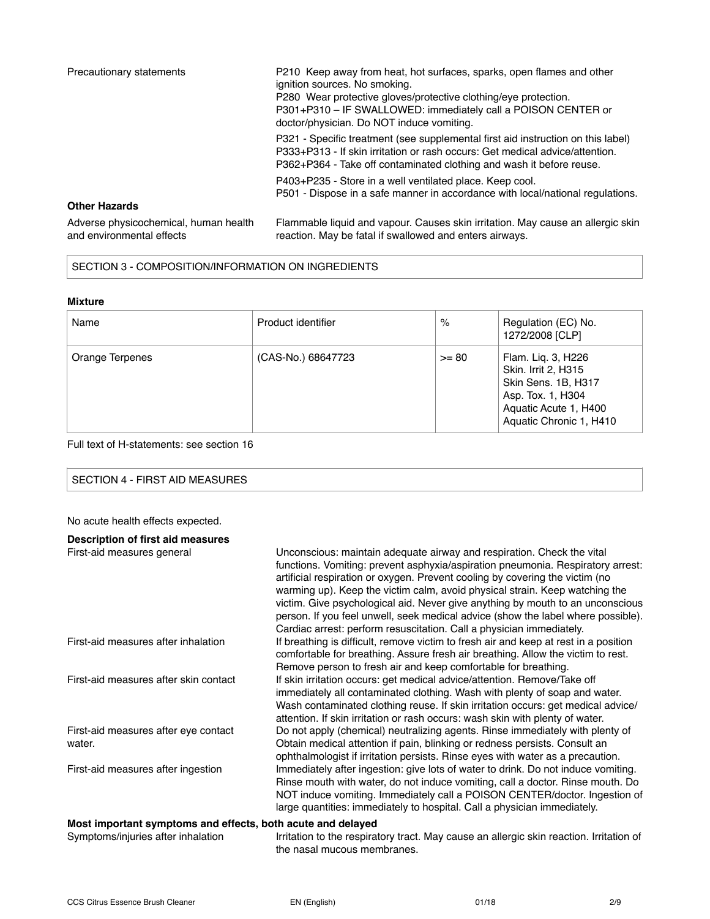| | |
|---|---|
| Precautionary statements | P210 Keep away from heat, hot surfaces, sparks, open flames and other ignition sources. No smoking.<br>P280 Wear protective gloves/protective clothing/eye protection.<br>P301+P310 – IF SWALLOWED: immediately call a POISON CENTER or doctor/physician. Do NOT induce vomiting.<br>P321 - Specific treatment (see supplemental first aid instruction on this label)<br>P333+P313 - If skin irritation or rash occurs: Get medical advice/attention.<br>P362+P364 - Take off contaminated clothing and wash it before reuse.<br>P403+P235 - Store in a well ventilated place. Keep cool.<br>P501 - Dispose in a safe manner in accordance with local/national regulations. |

**Other Hazards**

| | |
|---|---|
| Adverse physicochemical, human health and environmental effects | Flammable liquid and vapour. Causes skin irritation. May cause an allergic skin reaction. May be fatal if swallowed and enters airways. |

## SECTION 3 - COMPOSITION/INFORMATION ON INGREDIENTS

**Mixture**

| Name | Product identifier | % | Regulation (EC) No. 1272/2008 [CLP] |
|---|---|---|---|
| Orange Terpenes | (CAS-No.) 68647723 | >= 80 | Flam. Liq. 3, H226<br>Skin. Irrit 2, H315<br>Skin Sens. 1B, H317<br>Asp. Tox. 1, H304<br>Aquatic Acute 1, H400<br>Aquatic Chronic 1, H410 |

Full text of H-statements: see section 16

## SECTION 4 - FIRST AID MEASURES

No acute health effects expected.

**Description of first aid measures**

| | |
|---|---|
| First-aid measures general | Unconscious: maintain adequate airway and respiration. Check the vital functions. Vomiting: prevent asphyxia/aspiration pneumonia. Respiratory arrest: artificial respiration or oxygen. Prevent cooling by covering the victim (no warming up). Keep the victim calm, avoid physical strain. Keep watching the victim. Give psychological aid. Never give anything by mouth to an unconscious person. If you feel unwell, seek medical advice (show the label where possible). Cardiac arrest: perform resuscitation. Call a physician immediately. |
| First-aid measures after inhalation | If breathing is difficult, remove victim to fresh air and keep at rest in a position comfortable for breathing. Assure fresh air breathing. Allow the victim to rest. Remove person to fresh air and keep comfortable for breathing. |
| First-aid measures after skin contact | If skin irritation occurs: get medical advice/attention. Remove/Take off immediately all contaminated clothing. Wash with plenty of soap and water. Wash contaminated clothing reuse. If skin irritation occurs: get medical advice/attention. If skin irritation or rash occurs: wash skin with plenty of water. |
| First-aid measures after eye contact water. | Do not apply (chemical) neutralizing agents. Rinse immediately with plenty of Obtain medical attention if pain, blinking or redness persists. Consult an ophthalmologist if irritation persists. Rinse eyes with water as a precaution. |
| First-aid measures after ingestion | Immediately after ingestion: give lots of water to drink. Do not induce vomiting. Rinse mouth with water, do not induce vomiting, call a doctor. Rinse mouth. Do NOT induce vomiting. Immediately call a POISON CENTER/doctor. Ingestion of large quantities: immediately to hospital. Call a physician immediately. |

**Most important symptoms and effects, both acute and delayed**

| | |
|---|---|
| Symptoms/injuries after inhalation | Irritation to the respiratory tract. May cause an allergic skin reaction. Irritation of the nasal mucous membranes. |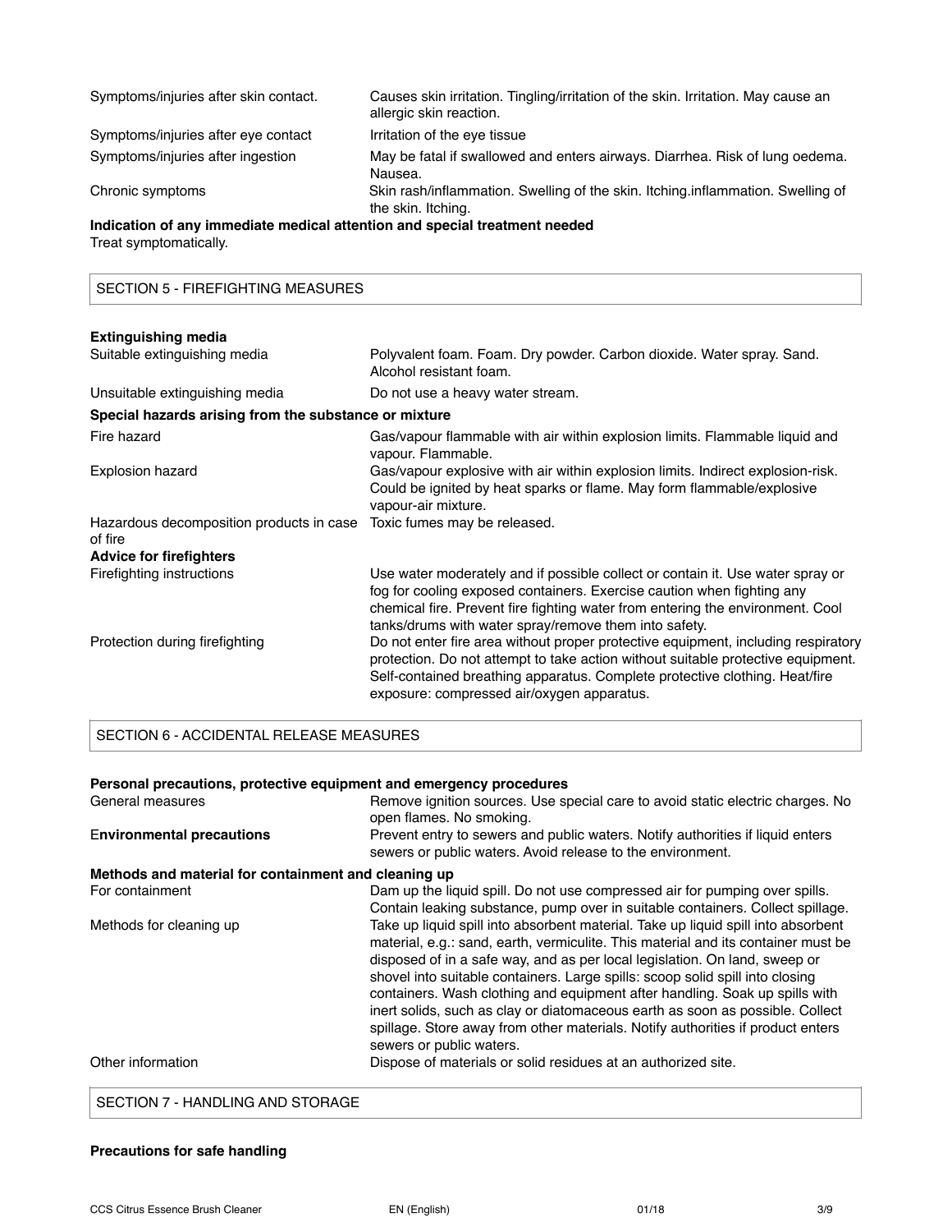| | |
|---|---|
| Symptoms/injuries after skin contact. | Causes skin irritation. Tingling/irritation of the skin. Irritation. May cause an allergic skin reaction. |
| Symptoms/injuries after eye contact | Irritation of the eye tissue |
| Symptoms/injuries after ingestion | May be fatal if swallowed and enters airways. Diarrhea. Risk of lung oedema. Nausea. |
| Chronic symptoms | Skin rash/inflammation. Swelling of the skin. Itching.inflammation. Swelling of the skin. Itching. |

**Indication of any immediate medical attention and special treatment needed**

Treat symptomatically.

## SECTION 5 - FIREFIGHTING MEASURES

**Extinguishing media**

| | |
|---|---|
| Suitable extinguishing media | Polyvalent foam. Foam. Dry powder. Carbon dioxide. Water spray. Sand. Alcohol resistant foam. |
| Unsuitable extinguishing media | Do not use a heavy water stream. |

**Special hazards arising from the substance or mixture**

| | |
|---|---|
| Fire hazard | Gas/vapour flammable with air within explosion limits. Flammable liquid and vapour. Flammable. |
| Explosion hazard | Gas/vapour explosive with air within explosion limits. Indirect explosion-risk. Could be ignited by heat sparks or flame. May form flammable/explosive vapour-air mixture. |
| Hazardous decomposition products in case of fire | Toxic fumes may be released. |

**Advice for firefighters**

| | |
|---|---|
| Firefighting instructions | Use water moderately and if possible collect or contain it. Use water spray or fog for cooling exposed containers. Exercise caution when fighting any chemical fire. Prevent fire fighting water from entering the environment. Cool tanks/drums with water spray/remove them into safety. |
| Protection during firefighting | Do not enter fire area without proper protective equipment, including respiratory protection. Do not attempt to take action without suitable protective equipment. Self-contained breathing apparatus. Complete protective clothing. Heat/fire exposure: compressed air/oxygen apparatus. |

## SECTION 6 - ACCIDENTAL RELEASE MEASURES

**Personal precautions, protective equipment and emergency procedures**

| | |
|---|---|
| General measures | Remove ignition sources. Use special care to avoid static electric charges. No open flames. No smoking. |
| **Environmental precautions** | Prevent entry to sewers and public waters. Notify authorities if liquid enters sewers or public waters. Avoid release to the environment. |

**Methods and material for containment and cleaning up**

| | |
|---|---|
| For containment | Dam up the liquid spill. Do not use compressed air for pumping over spills. Contain leaking substance, pump over in suitable containers. Collect spillage. |
| Methods for cleaning up | Take up liquid spill into absorbent material. Take up liquid spill into absorbent material, e.g.: sand, earth, vermiculite. This material and its container must be disposed of in a safe way, and as per local legislation. On land, sweep or shovel into suitable containers. Large spills: scoop solid spill into closing containers. Wash clothing and equipment after handling. Soak up spills with inert solids, such as clay or diatomaceous earth as soon as possible. Collect spillage. Store away from other materials. Notify authorities if product enters sewers or public waters. |
| Other information | Dispose of materials or solid residues at an authorized site. |

## SECTION 7 - HANDLING AND STORAGE

**Precautions for safe handling**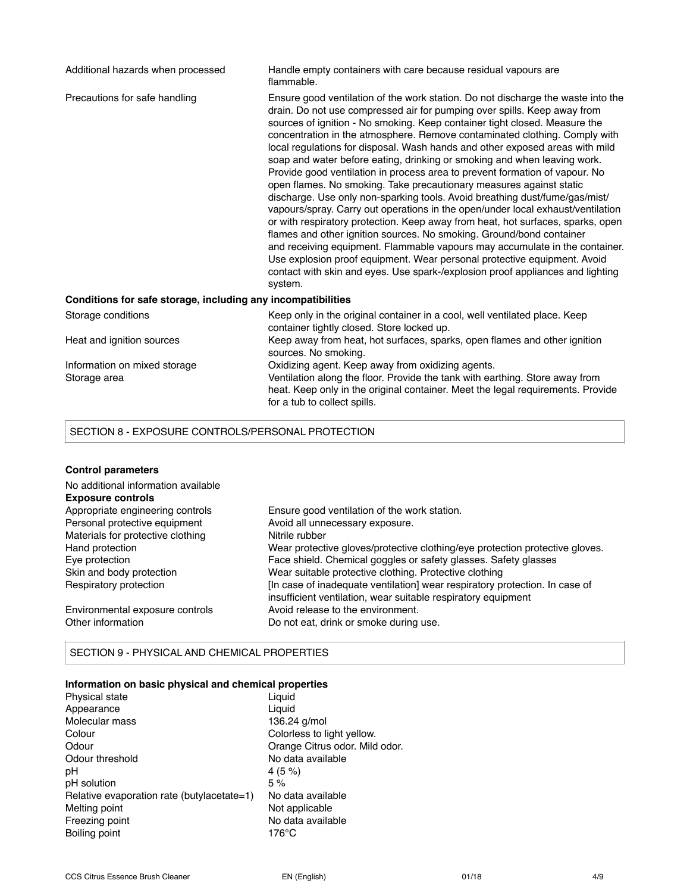| | |
|---|---|
| Additional hazards when processed | Handle empty containers with care because residual vapours are flammable. |
| Precautions for safe handling | Ensure good ventilation of the work station. Do not discharge the waste into the drain. Do not use compressed air for pumping over spills. Keep away from sources of ignition - No smoking. Keep container tight closed. Measure the concentration in the atmosphere. Remove contaminated clothing. Comply with local regulations for disposal. Wash hands and other exposed areas with mild soap and water before eating, drinking or smoking and when leaving work. Provide good ventilation in process area to prevent formation of vapour. No open flames. No smoking. Take precautionary measures against static discharge. Use only non-sparking tools. Avoid breathing dust/fume/gas/mist/vapours/spray. Carry out operations in the open/under local exhaust/ventilation or with respiratory protection. Keep away from heat, hot surfaces, sparks, open flames and other ignition sources. No smoking. Ground/bond container and receiving equipment. Flammable vapours may accumulate in the container. Use explosion proof equipment. Wear personal protective equipment. Avoid contact with skin and eyes. Use spark-/explosion proof appliances and lighting system. |

**Conditions for safe storage, including any incompatibilities**

| | |
|---|---|
| Storage conditions | Keep only in the original container in a cool, well ventilated place. Keep container tightly closed. Store locked up. |
| Heat and ignition sources | Keep away from heat, hot surfaces, sparks, open flames and other ignition sources. No smoking. |
| Information on mixed storage | Oxidizing agent. Keep away from oxidizing agents. |
| Storage area | Ventilation along the floor. Provide the tank with earthing. Store away from heat. Keep only in the original container. Meet the legal requirements. Provide for a tub to collect spills. |

## SECTION 8 - EXPOSURE CONTROLS/PERSONAL PROTECTION

**Control parameters**

No additional information available

**Exposure controls**

| | |
|---|---|
| Appropriate engineering controls | Ensure good ventilation of the work station. |
| Personal protective equipment | Avoid all unnecessary exposure. |
| Materials for protective clothing | Nitrile rubber |
| Hand protection | Wear protective gloves/protective clothing/eye protection protective gloves. |
| Eye protection | Face shield. Chemical goggles or safety glasses. Safety glasses |
| Skin and body protection | Wear suitable protective clothing. Protective clothing |
| Respiratory protection | [In case of inadequate ventilation] wear respiratory protection. In case of insufficient ventilation, wear suitable respiratory equipment |
| Environmental exposure controls | Avoid release to the environment. |
| Other information | Do not eat, drink or smoke during use. |

## SECTION 9 - PHYSICAL AND CHEMICAL PROPERTIES

**Information on basic physical and chemical properties**

| | |
|---|---|
| Physical state | Liquid |
| Appearance | Liquid |
| Molecular mass | 136.24 g/mol |
| Colour | Colorless to light yellow. |
| Odour | Orange Citrus odor. Mild odor. |
| Odour threshold | No data available |
| pH | 4 (5 %) |
| pH solution | 5 % |
| Relative evaporation rate (butylacetate=1) | No data available |
| Melting point | Not applicable |
| Freezing point | No data available |
| Boiling point | 176°C |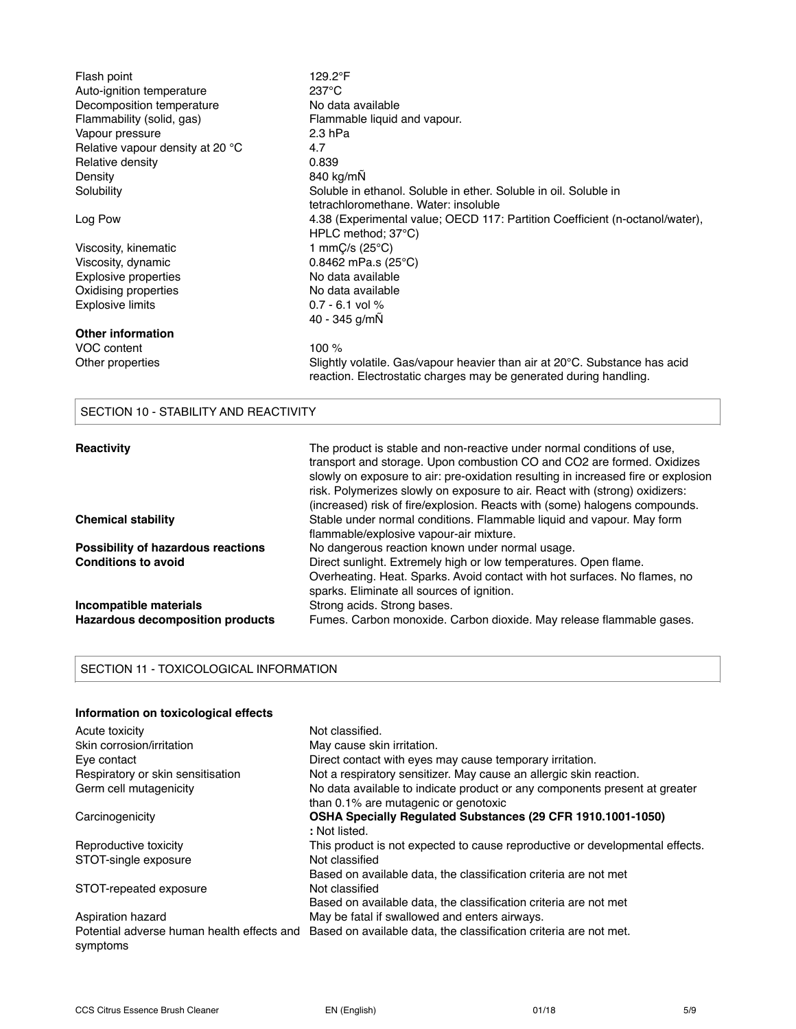| | |
|---|---|
| Flash point | 129.2°F |
| Auto-ignition temperature | 237°C |
| Decomposition temperature | No data available |
| Flammability (solid, gas) | Flammable liquid and vapour. |
| Vapour pressure | 2.3 hPa |
| Relative vapour density at 20 °C | 4.7 |
| Relative density | 0.839 |
| Density | 840 kg/mÑ |
| Solubility | Soluble in ethanol. Soluble in ether. Soluble in oil. Soluble in tetrachloromethane. Water: insoluble |
| Log Pow | 4.38 (Experimental value; OECD 117: Partition Coefficient (n-octanol/water), HPLC method; 37°C) |
| Viscosity, kinematic | 1 mmÇ/s (25°C) |
| Viscosity, dynamic | 0.8462 mPa.s (25°C) |
| Explosive properties | No data available |
| Oxidising properties | No data available |
| Explosive limits | 0.7 - 6.1 vol %<br>40 - 345 g/mÑ |

**Other information**

| | |
|---|---|
| VOC content | 100 % |
| Other properties | Slightly volatile. Gas/vapour heavier than air at 20°C. Substance has acid reaction. Electrostatic charges may be generated during handling. |

## SECTION 10 - STABILITY AND REACTIVITY

| | |
|---|---|
| **Reactivity** | The product is stable and non-reactive under normal conditions of use, transport and storage. Upon combustion CO and CO2 are formed. Oxidizes slowly on exposure to air: pre-oxidation resulting in increased fire or explosion risk. Polymerizes slowly on exposure to air. React with (strong) oxidizers: (increased) risk of fire/explosion. Reacts with (some) halogens compounds. |
| **Chemical stability** | Stable under normal conditions. Flammable liquid and vapour. May form flammable/explosive vapour-air mixture. |
| **Possibility of hazardous reactions** | No dangerous reaction known under normal usage. |
| **Conditions to avoid** | Direct sunlight. Extremely high or low temperatures. Open flame. Overheating. Heat. Sparks. Avoid contact with hot surfaces. No flames, no sparks. Eliminate all sources of ignition. |
| **Incompatible materials** | Strong acids. Strong bases. |
| **Hazardous decomposition products** | Fumes. Carbon monoxide. Carbon dioxide. May release flammable gases. |

## SECTION 11 - TOXICOLOGICAL INFORMATION

**Information on toxicological effects**

| | |
|---|---|
| Acute toxicity | Not classified. |
| Skin corrosion/irritation | May cause skin irritation. |
| Eye contact | Direct contact with eyes may cause temporary irritation. |
| Respiratory or skin sensitisation | Not a respiratory sensitizer. May cause an allergic skin reaction. |
| Germ cell mutagenicity | No data available to indicate product or any components present at greater than 0.1% are mutagenic or genotoxic |
| Carcinogenicity | **OSHA Specially Regulated Substances (29 CFR 1910.1001-1050)** : Not listed. |
| Reproductive toxicity | This product is not expected to cause reproductive or developmental effects. |
| STOT-single exposure | Not classified<br>Based on available data, the classification criteria are not met |
| STOT-repeated exposure | Not classified<br>Based on available data, the classification criteria are not met |
| Aspiration hazard | May be fatal if swallowed and enters airways. |
| Potential adverse human health effects and symptoms | Based on available data, the classification criteria are not met. |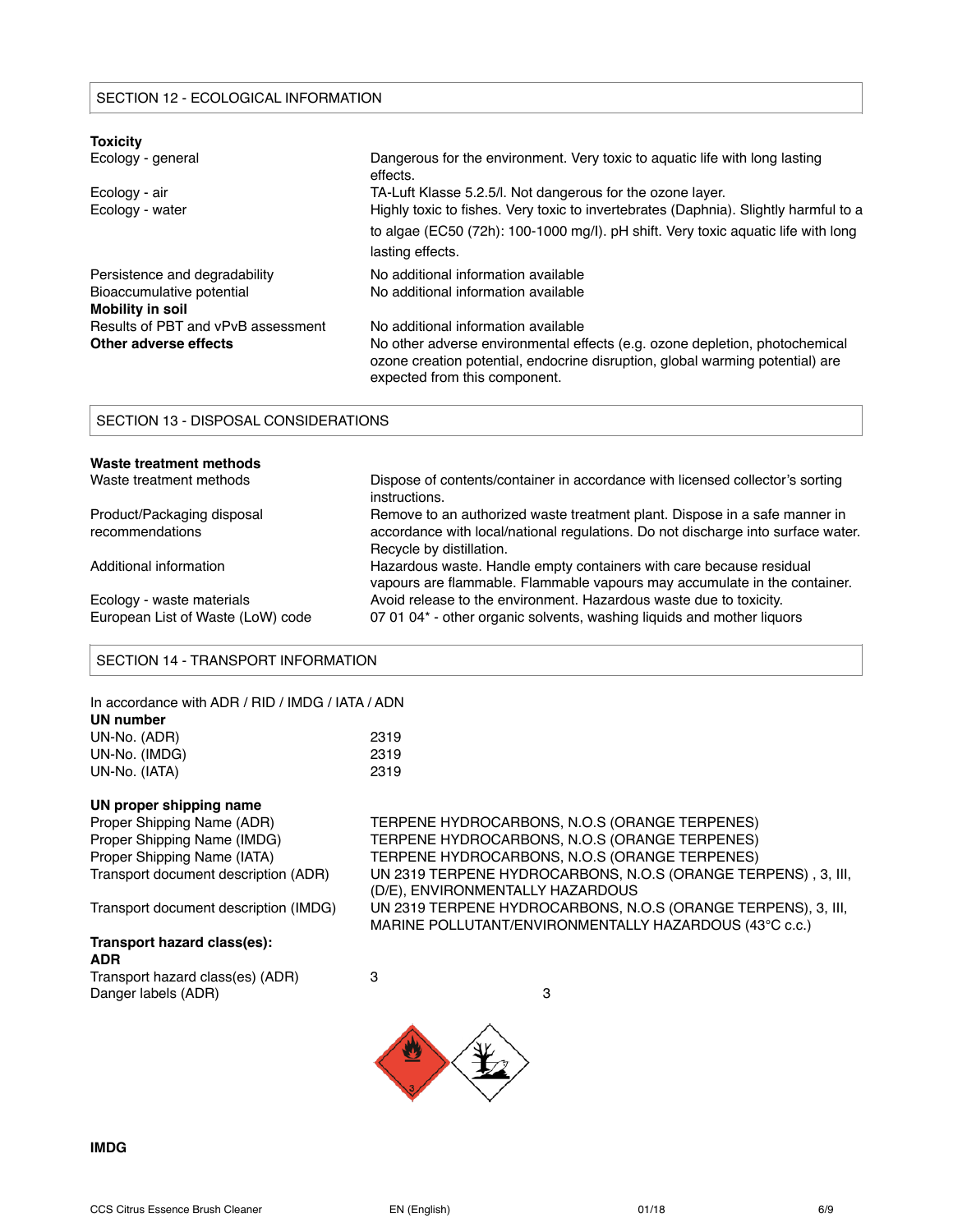## SECTION 12 - ECOLOGICAL INFORMATION

**Toxicity**

| | |
|---|---|
| Ecology - general | Dangerous for the environment. Very toxic to aquatic life with long lasting effects. |
| Ecology - air | TA-Luft Klasse 5.2.5/I. Not dangerous for the ozone layer. |
| Ecology - water | Highly toxic to fishes. Very toxic to invertebrates (Daphnia). Slightly harmful to a to algae (EC50 (72h): 100-1000 mg/l). pH shift. Very toxic aquatic life with long lasting effects. |
| Persistence and degradability | No additional information available |
| Bioaccumulative potential | No additional information available |
| **Mobility in soil** | |
| Results of PBT and vPvB assessment | No additional information available |
| **Other adverse effects** | No other adverse environmental effects (e.g. ozone depletion, photochemical ozone creation potential, endocrine disruption, global warming potential) are expected from this component. |

## SECTION 13 - DISPOSAL CONSIDERATIONS

**Waste treatment methods**

| | |
|---|---|
| Waste treatment methods | Dispose of contents/container in accordance with licensed collector's sorting instructions. |
| Product/Packaging disposal recommendations | Remove to an authorized waste treatment plant. Dispose in a safe manner in accordance with local/national regulations. Do not discharge into surface water. Recycle by distillation. |
| Additional information | Hazardous waste. Handle empty containers with care because residual vapours are flammable. Flammable vapours may accumulate in the container. |
| Ecology - waste materials | Avoid release to the environment. Hazardous waste due to toxicity. |
| European List of Waste (LoW) code | 07 01 04* - other organic solvents, washing liquids and mother liquors |

## SECTION 14 - TRANSPORT INFORMATION

In accordance with ADR / RID / IMDG / IATA / ADN

**UN number**

| | |
|---|---|
| UN-No. (ADR) | 2319 |
| UN-No. (IMDG) | 2319 |
| UN-No. (IATA) | 2319 |

**UN proper shipping name**

| | |
|---|---|
| Proper Shipping Name (ADR) | TERPENE HYDROCARBONS, N.O.S (ORANGE TERPENES) |
| Proper Shipping Name (IMDG) | TERPENE HYDROCARBONS, N.O.S (ORANGE TERPENES) |
| Proper Shipping Name (IATA) | TERPENE HYDROCARBONS, N.O.S (ORANGE TERPENES) |
| Transport document description (ADR) | UN 2319 TERPENE HYDROCARBONS, N.O.S (ORANGE TERPENS) , 3, III, (D/E), ENVIRONMENTALLY HAZARDOUS |
| Transport document description (IMDG) | UN 2319 TERPENE HYDROCARBONS, N.O.S (ORANGE TERPENS), 3, III, MARINE POLLUTANT/ENVIRONMENTALLY HAZARDOUS (43°C c.c.) |

**Transport hazard class(es):**

**ADR**

| | |
|---|---|
| Transport hazard class(es) (ADR) | 3 |
| Danger labels (ADR) | 3 |

**IMDG**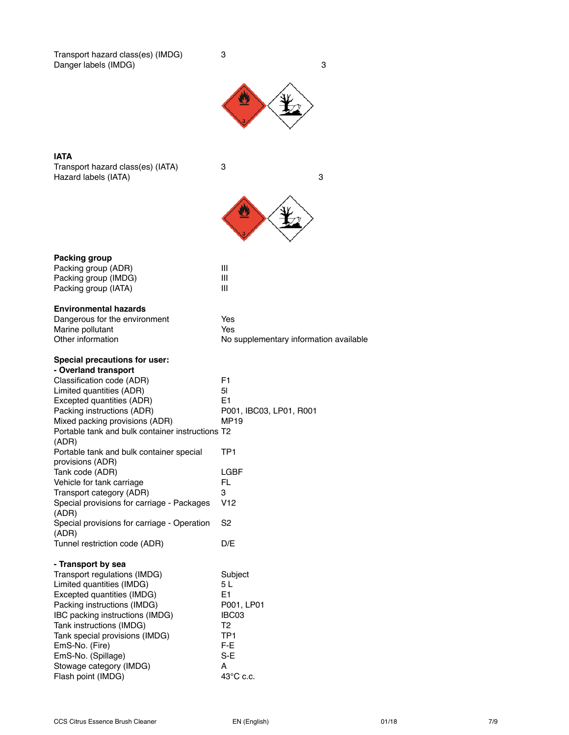| | |
|---|---|
| Transport hazard class(es) (IMDG) | 3 |
| Danger labels (IMDG) | 3 |

**IATA**

| | |
|---|---|
| Transport hazard class(es) (IATA) | 3 |
| Hazard labels (IATA) | 3 |

**Packing group**

| | |
|---|---|
| Packing group (ADR) | III |
| Packing group (IMDG) | III |
| Packing group (IATA) | III |

**Environmental hazards**

| | |
|---|---|
| Dangerous for the environment | Yes |
| Marine pollutant | Yes |
| Other information | No supplementary information available |

**Special precautions for user:**

**- Overland transport**

| | |
|---|---|
| Classification code (ADR) | F1 |
| Limited quantities (ADR) | 5l |
| Excepted quantities (ADR) | E1 |
| Packing instructions (ADR) | P001, IBC03, LP01, R001 |
| Mixed packing provisions (ADR) | MP19 |
| Portable tank and bulk container instructions (ADR) | T2 |
| Portable tank and bulk container special provisions (ADR) | TP1 |
| Tank code (ADR) | LGBF |
| Vehicle for tank carriage | FL |
| Transport category (ADR) | 3 |
| Special provisions for carriage - Packages (ADR) | V12 |
| Special provisions for carriage - Operation (ADR) | S2 |
| Tunnel restriction code (ADR) | D/E |

**- Transport by sea**

| | |
|---|---|
| Transport regulations (IMDG) | Subject |
| Limited quantities (IMDG) | 5 L |
| Excepted quantities (IMDG) | E1 |
| Packing instructions (IMDG) | P001, LP01 |
| IBC packing instructions (IMDG) | IBC03 |
| Tank instructions (IMDG) | T2 |
| Tank special provisions (IMDG) | TP1 |
| EmS-No. (Fire) | F-E |
| EmS-No. (Spillage) | S-E |
| Stowage category (IMDG) | A |
| Flash point (IMDG) | 43°C c.c. |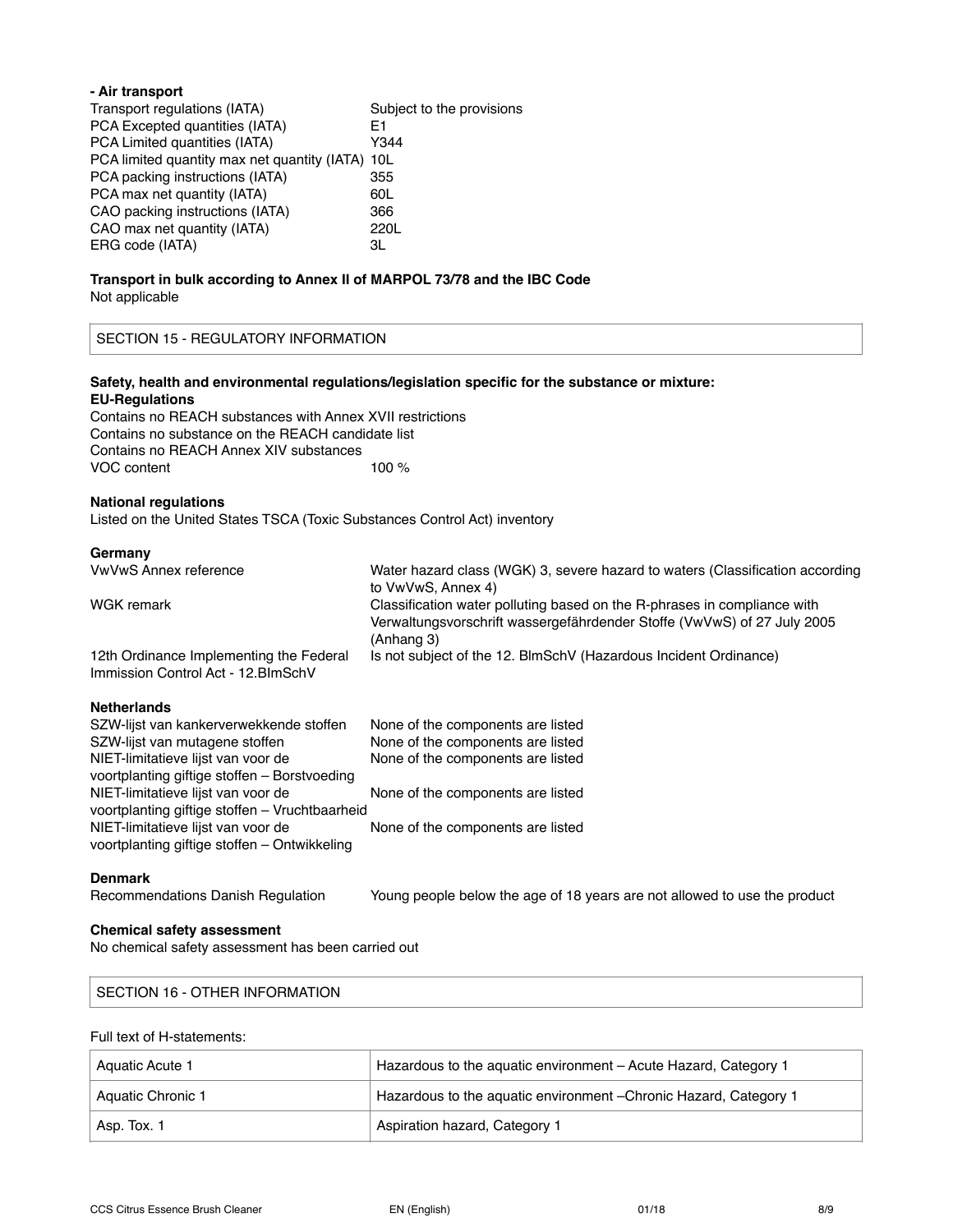**- Air transport**

| | |
|---|---|
| Transport regulations (IATA) | Subject to the provisions |
| PCA Excepted quantities (IATA) | E1 |
| PCA Limited quantities (IATA) | Y344 |
| PCA limited quantity max net quantity (IATA) | 10L |
| PCA packing instructions (IATA) | 355 |
| PCA max net quantity (IATA) | 60L |
| CAO packing instructions (IATA) | 366 |
| CAO max net quantity (IATA) | 220L |
| ERG code (IATA) | 3L |

**Transport in bulk according to Annex II of MARPOL 73/78 and the IBC Code**

Not applicable

## SECTION 15 - REGULATORY INFORMATION

**Safety, health and environmental regulations/legislation specific for the substance or mixture:**

**EU-Regulations**

Contains no REACH substances with Annex XVII restrictions
Contains no substance on the REACH candidate list
Contains no REACH Annex XIV substances
VOC content 100 %

**National regulations**

Listed on the United States TSCA (Toxic Substances Control Act) inventory

**Germany**

| | |
|---|---|
| VwVwS Annex reference | Water hazard class (WGK) 3, severe hazard to waters (Classification according to VwVwS, Annex 4) |
| WGK remark | Classification water polluting based on the R-phrases in compliance with Verwaltungsvorschrift wassergefährdender Stoffe (VwVwS) of 27 July 2005 (Anhang 3) |
| 12th Ordinance Implementing the Federal Immission Control Act - 12.BImSchV | Is not subject of the 12. BlmSchV (Hazardous Incident Ordinance) |

**Netherlands**

| | |
|---|---|
| SZW-lijst van kankerverwekkende stoffen | None of the components are listed |
| SZW-lijst van mutagene stoffen | None of the components are listed |
| NIET-limitatieve lijst van voor de voortplanting giftige stoffen – Borstvoeding | None of the components are listed |
| NIET-limitatieve lijst van voor de voortplanting giftige stoffen – Vruchtbaarheid | None of the components are listed |
| NIET-limitatieve lijst van voor de voortplanting giftige stoffen – Ontwikkeling | None of the components are listed |

**Denmark**

| | |
|---|---|
| Recommendations Danish Regulation | Young people below the age of 18 years are not allowed to use the product |

**Chemical safety assessment**

No chemical safety assessment has been carried out

## SECTION 16 - OTHER INFORMATION

Full text of H-statements:

| | |
|---|---|
| Aquatic Acute 1 | Hazardous to the aquatic environment – Acute Hazard, Category 1 |
| Aquatic Chronic 1 | Hazardous to the aquatic environment –Chronic Hazard, Category 1 |
| Asp. Tox. 1 | Aspiration hazard, Category 1 |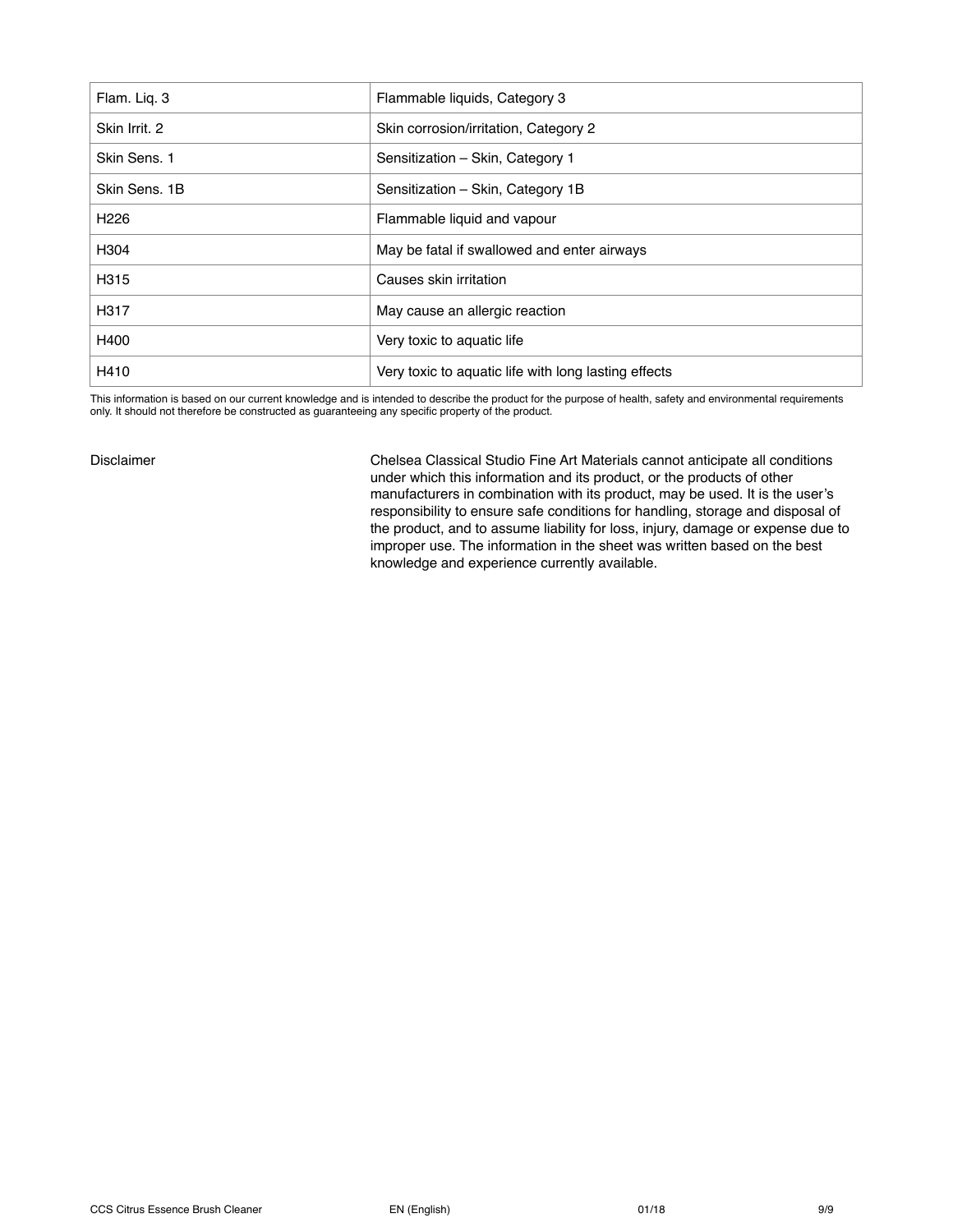| | |
|---|---|
| Flam. Liq. 3 | Flammable liquids, Category 3 |
| Skin Irrit. 2 | Skin corrosion/irritation, Category 2 |
| Skin Sens. 1 | Sensitization – Skin, Category 1 |
| Skin Sens. 1B | Sensitization – Skin, Category 1B |
| H226 | Flammable liquid and vapour |
| H304 | May be fatal if swallowed and enter airways |
| H315 | Causes skin irritation |
| H317 | May cause an allergic reaction |
| H400 | Very toxic to aquatic life |
| H410 | Very toxic to aquatic life with long lasting effects |

This information is based on our current knowledge and is intended to describe the product for the purpose of health, safety and environmental requirements only. It should not therefore be constructed as guaranteeing any specific property of the product.

Disclaimer

Chelsea Classical Studio Fine Art Materials cannot anticipate all conditions under which this information and its product, or the products of other manufacturers in combination with its product, may be used. It is the user's responsibility to ensure safe conditions for handling, storage and disposal of the product, and to assume liability for loss, injury, damage or expense due to improper use. The information in the sheet was written based on the best knowledge and experience currently available.